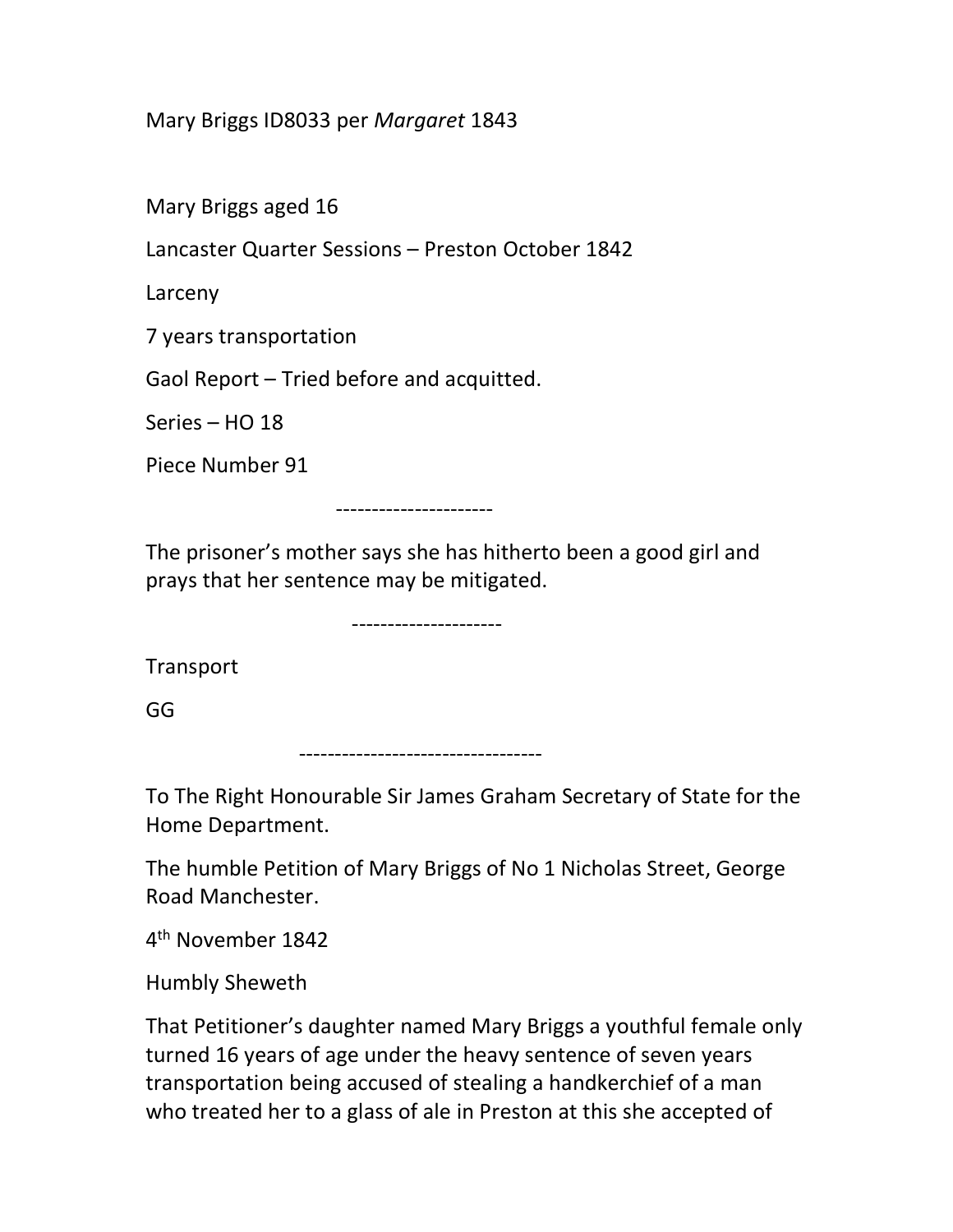Mary Briggs ID8033 per *Margaret* 1843

Mary Briggs aged 16

Lancaster Quarter Sessions – Preston October 1842

Larceny

7 years transportation

Gaol Report – Tried before and acquitted.

Series – HO 18

Piece Number 91

----------------------

The prisoner's mother says she has hitherto been a good girl and prays that her sentence may be mitigated.

---------------------

Transport

GG

----------------------------------

To The Right Honourable Sir James Graham Secretary of State for the Home Department.

The humble Petition of Mary Briggs of No 1 Nicholas Street, George Road Manchester.

4th November 1842

Humbly Sheweth

That Petitioner's daughter named Mary Briggs a youthful female only turned 16 years of age under the heavy sentence of seven years transportation being accused of stealing a handkerchief of a man who treated her to a glass of ale in Preston at this she accepted of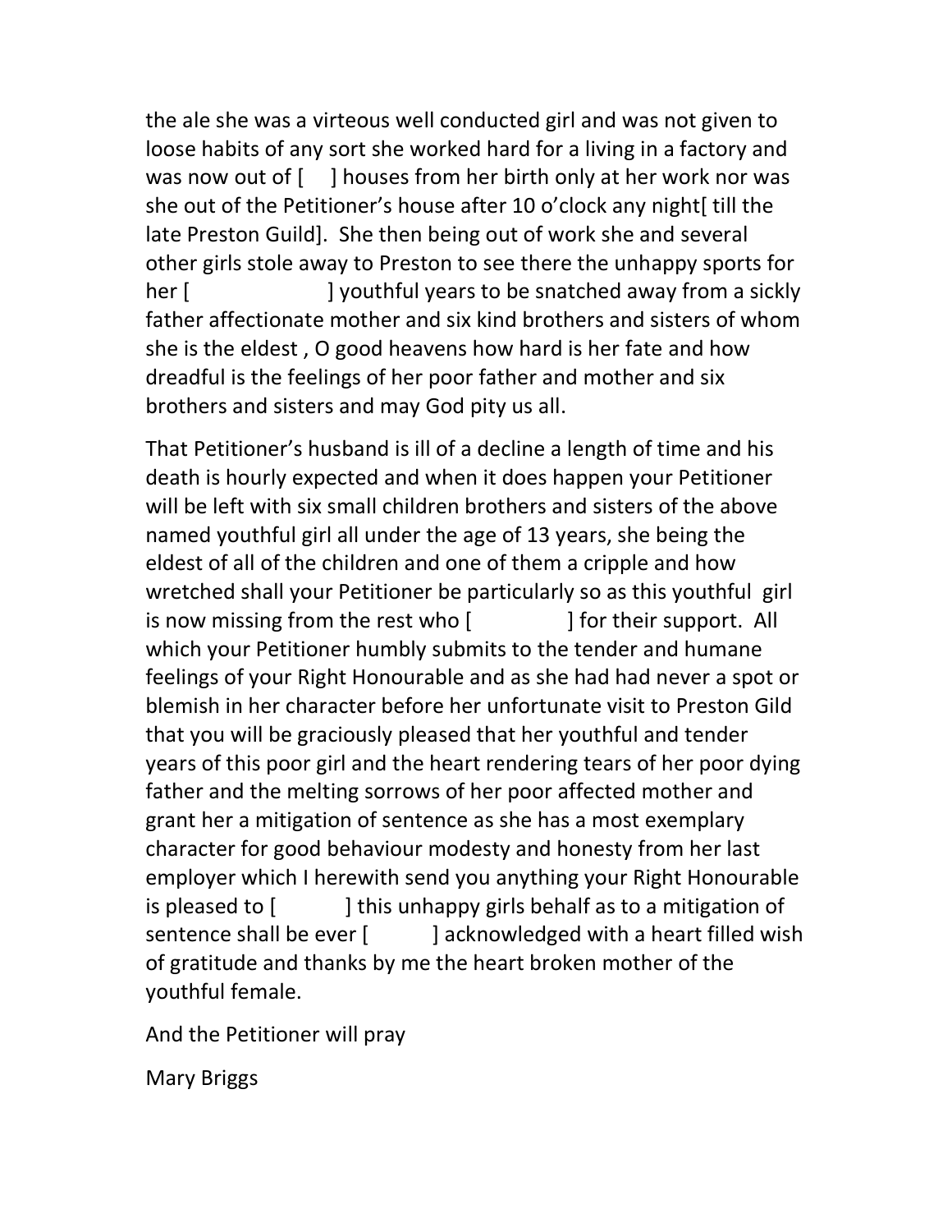the ale she was a virteous well conducted girl and was not given to loose habits of any sort she worked hard for a living in a factory and was now out of [ ] houses from her birth only at her work nor was she out of the Petitioner's house after 10 o'clock any night[ till the late Preston Guild]. She then being out of work she and several other girls stole away to Preston to see there the unhappy sports for her [ ] youthful years to be snatched away from a sickly father affectionate mother and six kind brothers and sisters of whom she is the eldest , O good heavens how hard is her fate and how dreadful is the feelings of her poor father and mother and six brothers and sisters and may God pity us all.

That Petitioner's husband is ill of a decline a length of time and his death is hourly expected and when it does happen your Petitioner will be left with six small children brothers and sisters of the above named youthful girl all under the age of 13 years, she being the eldest of all of the children and one of them a cripple and how wretched shall your Petitioner be particularly so as this youthful girl is now missing from the rest who [ ] for their support. All which your Petitioner humbly submits to the tender and humane feelings of your Right Honourable and as she had had never a spot or blemish in her character before her unfortunate visit to Preston Gild that you will be graciously pleased that her youthful and tender years of this poor girl and the heart rendering tears of her poor dying father and the melting sorrows of her poor affected mother and grant her a mitigation of sentence as she has a most exemplary character for good behaviour modesty and honesty from her last employer which I herewith send you anything your Right Honourable is pleased to [ ] this unhappy girls behalf as to a mitigation of sentence shall be ever [ ] acknowledged with a heart filled wish of gratitude and thanks by me the heart broken mother of the youthful female.

And the Petitioner will pray

Mary Briggs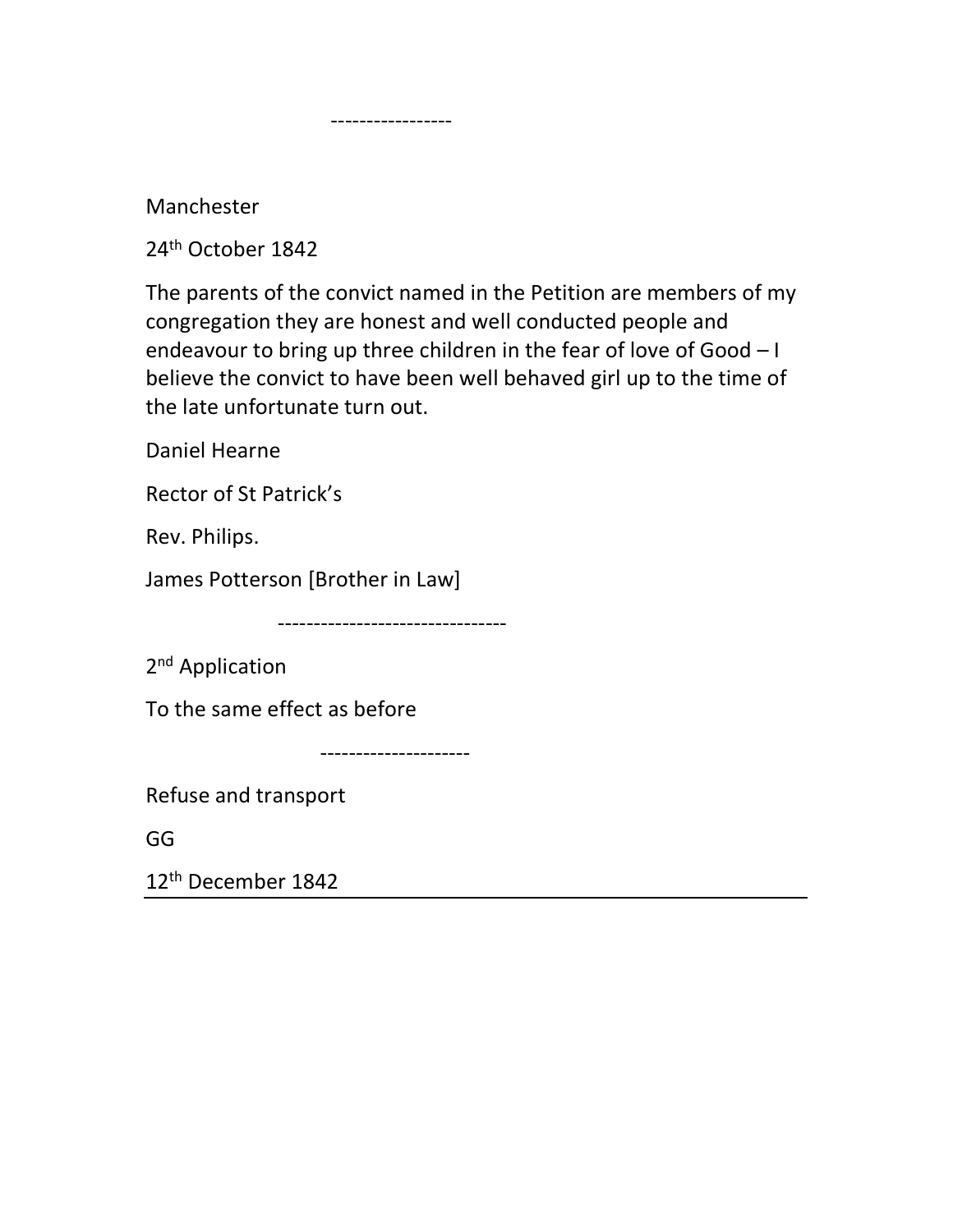-----------------

Manchester

24th October 1842

The parents of the convict named in the Petition are members of my congregation they are honest and well conducted people and endeavour to bring up three children in the fear of love of Good – I believe the convict to have been well behaved girl up to the time of the late unfortunate turn out.

Daniel Hearne

Rector of St Patrick's

Rev. Philips.

James Potterson [Brother in Law]

--------------------------------

2nd Application

To the same effect as before

---------------------

Refuse and transport

GG

12th December 1842

---